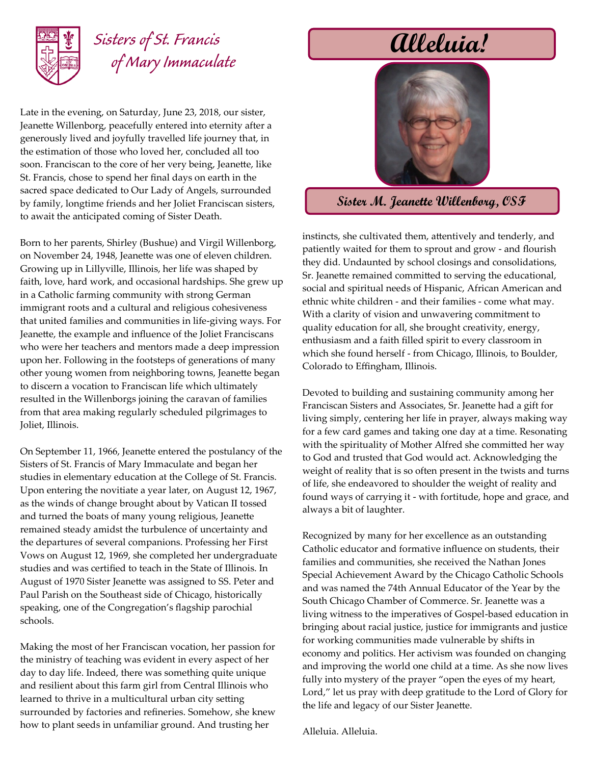# Sisters of St. Francis of Mary Immaculate

# Alleluia!

**Sister M. Jeanette Willenborg, OSF**

Late in the evening, on Saturday, June 23, 2018, our sister, Jeanette Willenborg, peacefully entered into eternity after a generously lived and joyfully travelled life journey that, in the estimation of those who loved her, concluded all too soon. Franciscan to the core of her very being, Jeanette, like St. Francis, chose to spend her final days on earth in the sacred space dedicated to Our Lady of Angels, surrounded by family, longtime friends and her Joliet Franciscan sisters, to await the anticipated coming of Sister Death.

Born to her parents, Shirley (Bushue) and Virgil Willenborg, on November 24, 1948, Jeanette was one of eleven children. Growing up in Lillyville, Illinois, her life was shaped by faith, love, hard work, and occasional hardships. She grew up in a Catholic farming community with strong German immigrant roots and a cultural and religious cohesiveness that united families and communities in life-giving ways. For Jeanette, the example and influence of the Joliet Franciscans who were her teachers and mentors made a deep impression upon her. Following in the footsteps of generations of many other young women from neighboring towns, Jeanette began to discern a vocation to Franciscan life which ultimately resulted in the Willenborgs joining the caravan of families from that area making regularly scheduled pilgrimages to Joliet, Illinois.

On September 11, 1966, Jeanette entered the postulancy of the Sisters of St. Francis of Mary Immaculate and began her studies in elementary education at the College of St. Francis. Upon entering the novitiate a year later, on August 12, 1967, as the winds of change brought about by Vatican II tossed and turned the boats of many young religious, Jeanette remained steady amidst the turbulence of uncertainty and the departures of several companions. Professing her First Vows on August 12, 1969, she completed her undergraduate studies and was certified to teach in the State of Illinois. In August of 1970 Sister Jeanette was assigned to SS. Peter and Paul Parish on the Southeast side of Chicago, historically speaking, one of the Congregation's flagship parochial schools.

Making the most of her Franciscan vocation, her passion for the ministry of teaching was evident in every aspect of her day to day life. Indeed, there was something quite unique and resilient about this farm girl from Central Illinois who learned to thrive in a multicultural urban city setting surrounded by factories and refineries. Somehow, she knew how to plant seeds in unfamiliar ground. And trusting her instincts, she cultivated them, attentively and tenderly, and patiently waited for them to sprout and grow - and flourish they did. Undaunted by school closings and consolidations, Sr. Jeanette remained committed to serving the educational, social and spiritual needs of Hispanic, African American and ethnic white children - and their families - come what may. With a clarity of vision and unwavering commitment to quality education for all, she brought creativity, energy, enthusiasm and a faith filled spirit to every classroom in which she found herself - from Chicago, Illinois, to Boulder, Colorado to Effingham, Illinois.

Devoted to building and sustaining community among her Franciscan Sisters and Associates, Sr. Jeanette had a gift for living simply, centering her life in prayer, always making way for a few card games and taking one day at a time. Resonating with the spirituality of Mother Alfred she committed her way to God and trusted that God would act. Acknowledging the weight of reality that is so often present in the twists and turns of life, she endeavored to shoulder the weight of reality and found ways of carrying it - with fortitude, hope and grace, and always a bit of laughter.

Recognized by many for her excellence as an outstanding Catholic educator and formative influence on students, their families and communities, she received the Nathan Jones Special Achievement Award by the Chicago Catholic Schools and was named the 74th Annual Educator of the Year by the South Chicago Chamber of Commerce. Sr. Jeanette was a living witness to the imperatives of Gospel-based education in bringing about racial justice, justice for immigrants and justice for working communities made vulnerable by shifts in economy and politics. Her activism was founded on changing and improving the world one child at a time. As she now lives fully into mystery of the prayer "open the eyes of my heart, Lord," let us pray with deep gratitude to the Lord of Glory for the life and legacy of our Sister Jeanette.

Alleluia. Alleluia.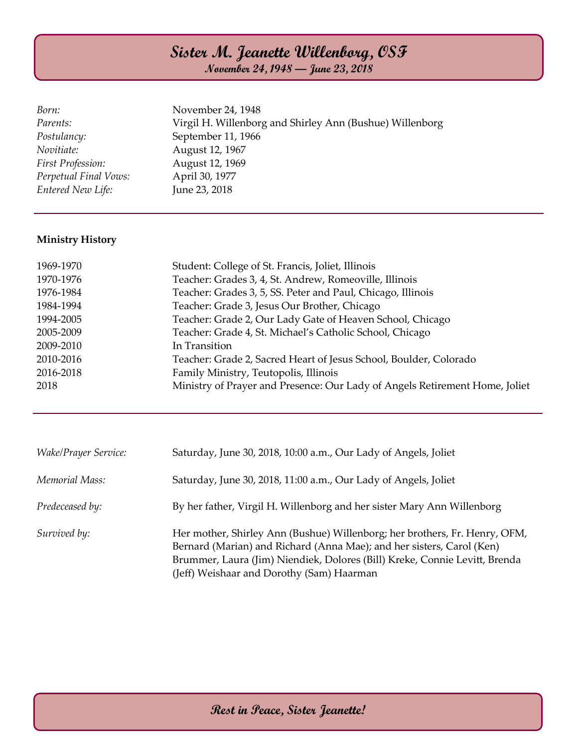# Sister M. Jeanette Willenborg, OSF

**November 24, 1948 — June 23, 2018**

| | |
|---|---|
| *Born:* | November 24, 1948 |
| *Parents:* | Virgil H. Willenborg and Shirley Ann (Bushue) Willenborg |
| *Postulancy:* | September 11, 1966 |
| *Novitiate:* | August 12, 1967 |
| *First Profession:* | August 12, 1969 |
| *Perpetual Final Vows:* | April 30, 1977 |
| *Entered New Life:* | June 23, 2018 |

**Ministry History**

| | |
|---|---|
| 1969-1970 | Student: College of St. Francis, Joliet, Illinois |
| 1970-1976 | Teacher: Grades 3, 4, St. Andrew, Romeoville, Illinois |
| 1976-1984 | Teacher: Grades 3, 5, SS. Peter and Paul, Chicago, Illinois |
| 1984-1994 | Teacher: Grade 3, Jesus Our Brother, Chicago |
| 1994-2005 | Teacher: Grade 2, Our Lady Gate of Heaven School, Chicago |
| 2005-2009 | Teacher: Grade 4, St. Michael's Catholic School, Chicago |
| 2009-2010 | In Transition |
| 2010-2016 | Teacher: Grade 2, Sacred Heart of Jesus School, Boulder, Colorado |
| 2016-2018 | Family Ministry, Teutopolis, Illinois |
| 2018 | Ministry of Prayer and Presence: Our Lady of Angels Retirement Home, Joliet |

| | |
|---|---|
| *Wake/Prayer Service:* | Saturday, June 30, 2018, 10:00 a.m., Our Lady of Angels, Joliet |
| *Memorial Mass:* | Saturday, June 30, 2018, 11:00 a.m., Our Lady of Angels, Joliet |
| *Predeceased by:* | By her father, Virgil H. Willenborg and her sister Mary Ann Willenborg |
| *Survived by:* | Her mother, Shirley Ann (Bushue) Willenborg; her brothers, Fr. Henry, OFM, Bernard (Marian) and Richard (Anna Mae); and her sisters, Carol (Ken) Brummer, Laura (Jim) Niendiek, Dolores (Bill) Kreke, Connie Levitt, Brenda (Jeff) Weishaar and Dorothy (Sam) Haarman |

**Rest in Peace, Sister Jeanette!**